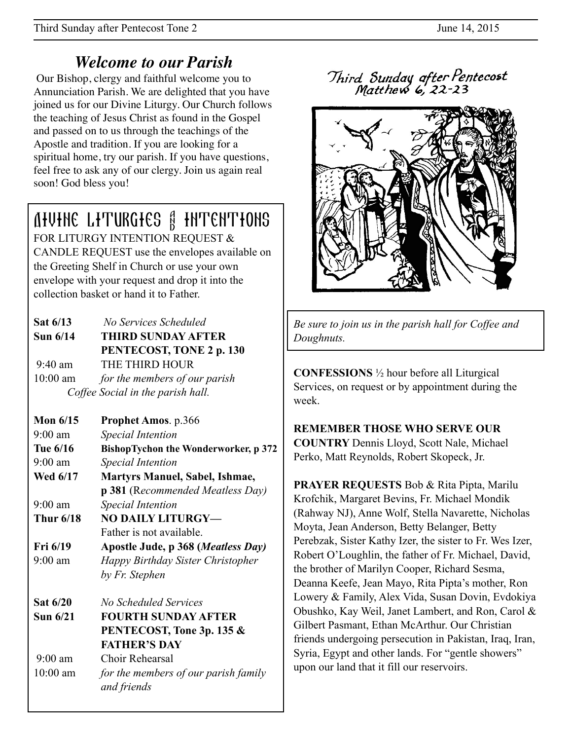# Welcome to our Parish

Our Bishop, clergy and faithful welcome you to Annunciation Parish. We are delighted that you have joined us for our Divine Liturgy. Our Church follows the teaching of Jesus Christ as found in the Gospel and passed on to us through the teachings of the Apostle and tradition. If you are looking for a spiritual home, try our parish. If you have questions, feel free to ask any of our clergy. Join us again real soon! God bless you!

## DIVINE LITURGIES & INTENTIONS

FOR LITURGY INTENTION REQUEST & CANDLE REQUEST use the envelopes available on the Greeting Shelf in Church or use your own envelope with your request and drop it into the collection basket or hand it to Father.

**Sat 6/13** *No Services Scheduled*

**Sun 6/14** **THIRD SUNDAY AFTER PENTECOST, TONE 2 p. 130**

9:40 am THE THIRD HOUR

10:00 am *for the members of our parish*

*Coffee Social in the parish hall.*

**Mon 6/15** **Prophet Amos**. p.366

9:00 am *Special Intention*

**Tue 6/16** **BishopTychon the Wonderworker, p 372**

9:00 am *Special Intention*

**Wed 6/17** **Martyrs Manuel, Sabel, Ishmae, p 381** (R*ecommended Meatless Day)*

9:00 am *Special Intention*

**Thur 6/18** **NO DAILY LITURGY—** Father is not available.

**Fri 6/19** **Apostle Jude, p 368 (*Meatless Day)***

9:00 am *Happy Birthday Sister Christopher by Fr. Stephen*

**Sat 6/20** *No Scheduled Services*

**Sun 6/21** **FOURTH SUNDAY AFTER PENTECOST, Tone 3p. 135 & FATHER'S DAY**

9:00 am Choir Rehearsal

10:00 am *for the members of our parish family and friends*

Third Sunday after Pentecost
Matthew 6, 22-23

*Be sure to join us in the parish hall for Coffee and Doughnuts.*

**CONFESSIONS** ½ hour before all Liturgical Services, on request or by appointment during the week.

**REMEMBER THOSE WHO SERVE OUR COUNTRY** Dennis Lloyd, Scott Nale, Michael Perko, Matt Reynolds, Robert Skopeck, Jr.

**PRAYER REQUESTS** Bob & Rita Pipta, Marilu Krofchik, Margaret Bevins, Fr. Michael Mondik (Rahway NJ), Anne Wolf, Stella Navarette, Nicholas Moyta, Jean Anderson, Betty Belanger, Betty Perebzak, Sister Kathy Izer, the sister to Fr. Wes Izer, Robert O'Loughlin, the father of Fr. Michael, David, the brother of Marilyn Cooper, Richard Sesma, Deanna Keefe, Jean Mayo, Rita Pipta's mother, Ron Lowery & Family, Alex Vida, Susan Dovin, Evdokiya Obushko, Kay Weil, Janet Lambert, and Ron, Carol & Gilbert Pasmant, Ethan McArthur. Our Christian friends undergoing persecution in Pakistan, Iraq, Iran, Syria, Egypt and other lands. For "gentle showers" upon our land that it fill our reservoirs.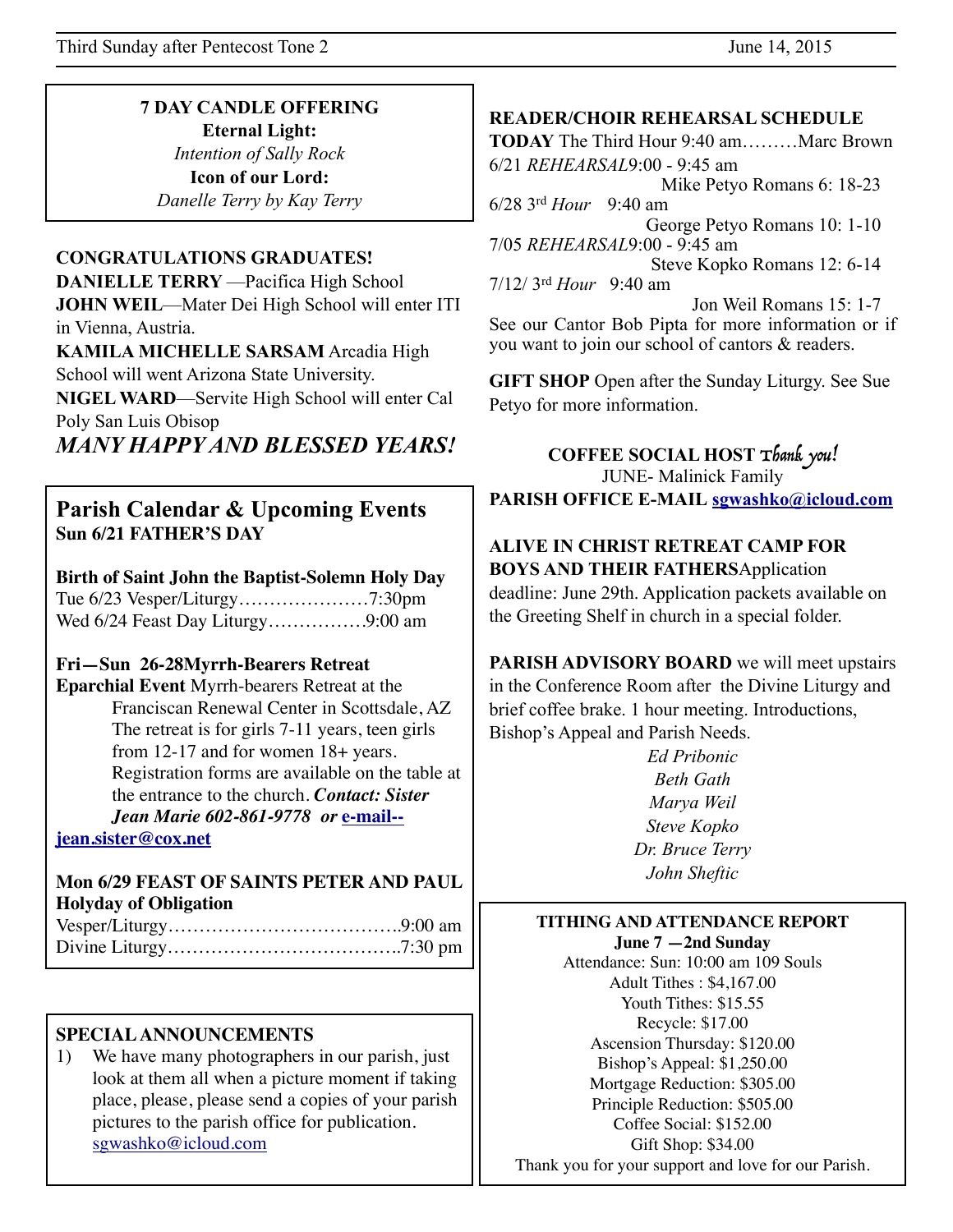**7 DAY CANDLE OFFERING**

**Eternal Light:**

*Intention of Sally Rock*

**Icon of our Lord:**

*Danelle Terry by Kay Terry*

**CONGRATULATIONS GRADUATES!**

**DANIELLE TERRY** —Pacifica High School

**JOHN WEIL**—Mater Dei High School will enter ITI in Vienna, Austria.

**KAMILA MICHELLE SARSAM** Arcadia High School will went Arizona State University.

**NIGEL WARD**—Servite High School will enter Cal Poly San Luis Obisop

***MANY HAPPY AND BLESSED YEARS!***

## Parish Calendar & Upcoming Events

**Sun 6/21 FATHER'S DAY**

**Birth of Saint John the Baptist-Solemn Holy Day**

Tue 6/23 Vesper/Liturgy…………………7:30pm

Wed 6/24 Feast Day Liturgy…………….9:00 am

**Fri—Sun 26-28Myrrh-Bearers Retreat**

**Eparchial Event** Myrrh-bearers Retreat at the Franciscan Renewal Center in Scottsdale, AZ The retreat is for girls 7-11 years, teen girls from 12-17 and for women 18+ years. Registration forms are available on the table at the entrance to the church. ***Contact: Sister Jean Marie 602-861-9778 or*** **e-mail--jean.sister@cox.net**

**Mon 6/29 FEAST OF SAINTS PETER AND PAUL Holyday of Obligation**

Vesper/Liturgy……………………………….9:00 am

Divine Liturgy……………………………….7:30 pm

**SPECIAL ANNOUNCEMENTS**

1) We have many photographers in our parish, just look at them all when a picture moment if taking place, please, please send a copies of your parish pictures to the parish office for publication. sgwashko@icloud.com

**READER/CHOIR REHEARSAL SCHEDULE**

**TODAY** The Third Hour 9:40 am………Marc Brown

6/21 *REHEARSAL*9:00 - 9:45 am
Mike Petyo Romans 6: 18-23

6/28 3rd *Hour* 9:40 am
George Petyo Romans 10: 1-10

7/05 *REHEARSAL*9:00 - 9:45 am
Steve Kopko Romans 12: 6-14

7/12/ 3rd *Hour* 9:40 am
Jon Weil Romans 15: 1-7

See our Cantor Bob Pipta for more information or if you want to join our school of cantors & readers.

**GIFT SHOP** Open after the Sunday Liturgy. See Sue Petyo for more information.

**COFFEE SOCIAL HOST** *Thank you!*

JUNE- Malinick Family

**PARISH OFFICE E-MAIL sgwashko@icloud.com**

**ALIVE IN CHRIST RETREAT CAMP FOR BOYS AND THEIR FATHERS**Application deadline: June 29th. Application packets available on the Greeting Shelf in church in a special folder.

**PARISH ADVISORY BOARD** we will meet upstairs in the Conference Room after the Divine Liturgy and brief coffee brake. 1 hour meeting. Introductions, Bishop's Appeal and Parish Needs.

*Ed Pribonic*
*Beth Gath*
*Marya Weil*
*Steve Kopko*
*Dr. Bruce Terry*
*John Sheftic*

**TITHING AND ATTENDANCE REPORT**

**June 7 —2nd Sunday**

Attendance: Sun: 10:00 am 109 Souls
Adult Tithes : $4,167.00
Youth Tithes: $15.55
Recycle: $17.00
Ascension Thursday: $120.00
Bishop's Appeal: $1,250.00
Mortgage Reduction: $305.00
Principle Reduction: $505.00
Coffee Social: $152.00
Gift Shop: $34.00

Thank you for your support and love for our Parish.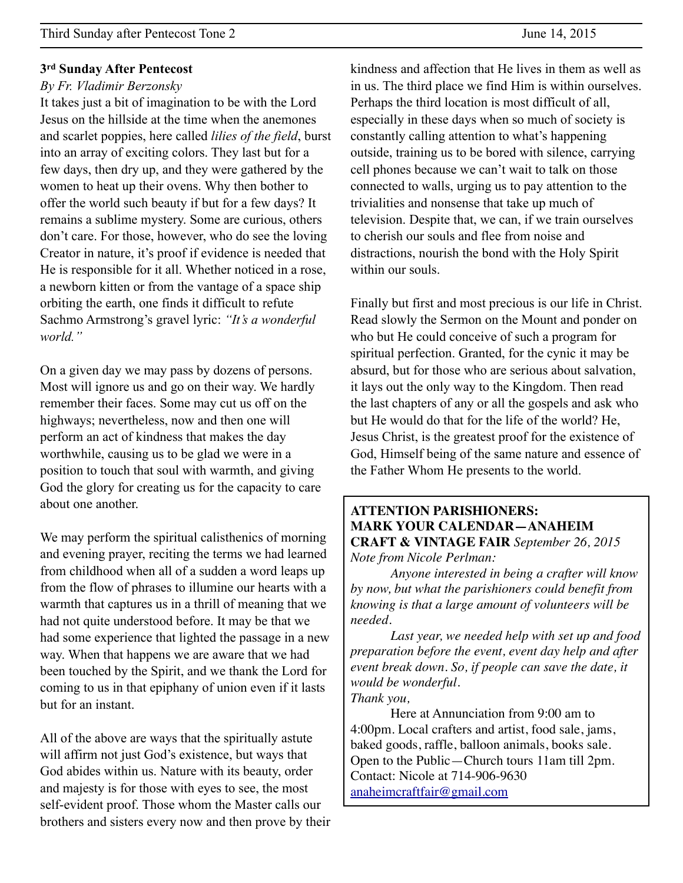### 3rd Sunday After Pentecost

*By Fr. Vladimir Berzonsky*

It takes just a bit of imagination to be with the Lord Jesus on the hillside at the time when the anemones and scarlet poppies, here called *lilies of the field*, burst into an array of exciting colors. They last but for a few days, then dry up, and they were gathered by the women to heat up their ovens. Why then bother to offer the world such beauty if but for a few days? It remains a sublime mystery. Some are curious, others don't care. For those, however, who do see the loving Creator in nature, it's proof if evidence is needed that He is responsible for it all. Whether noticed in a rose, a newborn kitten or from the vantage of a space ship orbiting the earth, one finds it difficult to refute Sachmo Armstrong's gravel lyric: *"It's a wonderful world."*

On a given day we may pass by dozens of persons. Most will ignore us and go on their way. We hardly remember their faces. Some may cut us off on the highways; nevertheless, now and then one will perform an act of kindness that makes the day worthwhile, causing us to be glad we were in a position to touch that soul with warmth, and giving God the glory for creating us for the capacity to care about one another.

We may perform the spiritual calisthenics of morning and evening prayer, reciting the terms we had learned from childhood when all of a sudden a word leaps up from the flow of phrases to illumine our hearts with a warmth that captures us in a thrill of meaning that we had not quite understood before. It may be that we had some experience that lighted the passage in a new way. When that happens we are aware that we had been touched by the Spirit, and we thank the Lord for coming to us in that epiphany of union even if it lasts but for an instant.

All of the above are ways that the spiritually astute will affirm not just God's existence, but ways that God abides within us. Nature with its beauty, order and majesty is for those with eyes to see, the most self-evident proof. Those whom the Master calls our brothers and sisters every now and then prove by their kindness and affection that He lives in them as well as in us. The third place we find Him is within ourselves. Perhaps the third location is most difficult of all, especially in these days when so much of society is constantly calling attention to what's happening outside, training us to be bored with silence, carrying cell phones because we can't wait to talk on those connected to walls, urging us to pay attention to the trivialities and nonsense that take up much of television. Despite that, we can, if we train ourselves to cherish our souls and flee from noise and distractions, nourish the bond with the Holy Spirit within our souls.

Finally but first and most precious is our life in Christ. Read slowly the Sermon on the Mount and ponder on who but He could conceive of such a program for spiritual perfection. Granted, for the cynic it may be absurd, but for those who are serious about salvation, it lays out the only way to the Kingdom. Then read the last chapters of any or all the gospels and ask who but He would do that for the life of the world? He, Jesus Christ, is the greatest proof for the existence of God, Himself being of the same nature and essence of the Father Whom He presents to the world.

**ATTENTION PARISHIONERS: MARK YOUR CALENDAR—ANAHEIM CRAFT & VINTAGE FAIR** *September 26, 2015*

*Note from Nicole Perlman:*

*Anyone interested in being a crafter will know by now, but what the parishioners could benefit from knowing is that a large amount of volunteers will be needed.*

*Last year, we needed help with set up and food preparation before the event, event day help and after event break down. So, if people can save the date, it would be wonderful.*

*Thank you,*

Here at Annunciation from 9:00 am to 4:00pm. Local crafters and artist, food sale, jams, baked goods, raffle, balloon animals, books sale. Open to the Public—Church tours 11am till 2pm. Contact: Nicole at 714-906-9630 anaheimcraftfair@gmail.com